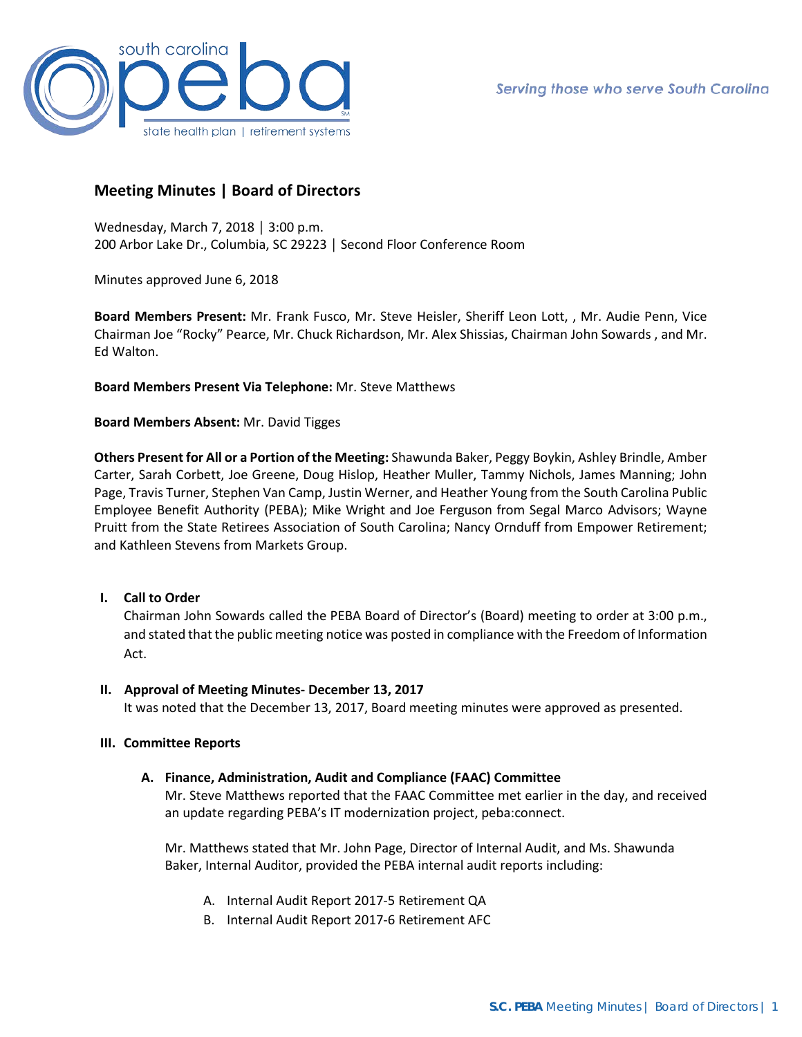# Meeting Minutes | Board of Directors

Wednesday, March 7, 2018 │ 3:00 p.m.
200 Arbor Lake Dr., Columbia, SC 29223 │ Second Floor Conference Room

Minutes approved June 6, 2018

**Board Members Present:** Mr. Frank Fusco, Mr. Steve Heisler, Sheriff Leon Lott, , Mr. Audie Penn, Vice Chairman Joe "Rocky" Pearce, Mr. Chuck Richardson, Mr. Alex Shissias, Chairman John Sowards , and Mr. Ed Walton.

**Board Members Present Via Telephone:** Mr. Steve Matthews

**Board Members Absent:** Mr. David Tigges

**Others Present for All or a Portion of the Meeting:** Shawunda Baker, Peggy Boykin, Ashley Brindle, Amber Carter, Sarah Corbett, Joe Greene, Doug Hislop, Heather Muller, Tammy Nichols, James Manning; John Page, Travis Turner, Stephen Van Camp, Justin Werner, and Heather Young from the South Carolina Public Employee Benefit Authority (PEBA); Mike Wright and Joe Ferguson from Segal Marco Advisors; Wayne Pruitt from the State Retirees Association of South Carolina; Nancy Ornduff from Empower Retirement; and Kathleen Stevens from Markets Group.

## I. Call to Order

Chairman John Sowards called the PEBA Board of Director's (Board) meeting to order at 3:00 p.m., and stated that the public meeting notice was posted in compliance with the Freedom of Information Act.

## II. Approval of Meeting Minutes- December 13, 2017

It was noted that the December 13, 2017, Board meeting minutes were approved as presented.

## III. Committee Reports

### A. Finance, Administration, Audit and Compliance (FAAC) Committee

Mr. Steve Matthews reported that the FAAC Committee met earlier in the day, and received an update regarding PEBA's IT modernization project, peba:connect.

Mr. Matthews stated that Mr. John Page, Director of Internal Audit, and Ms. Shawunda Baker, Internal Auditor, provided the PEBA internal audit reports including:

A. Internal Audit Report 2017-5 Retirement QA
B. Internal Audit Report 2017-6 Retirement AFC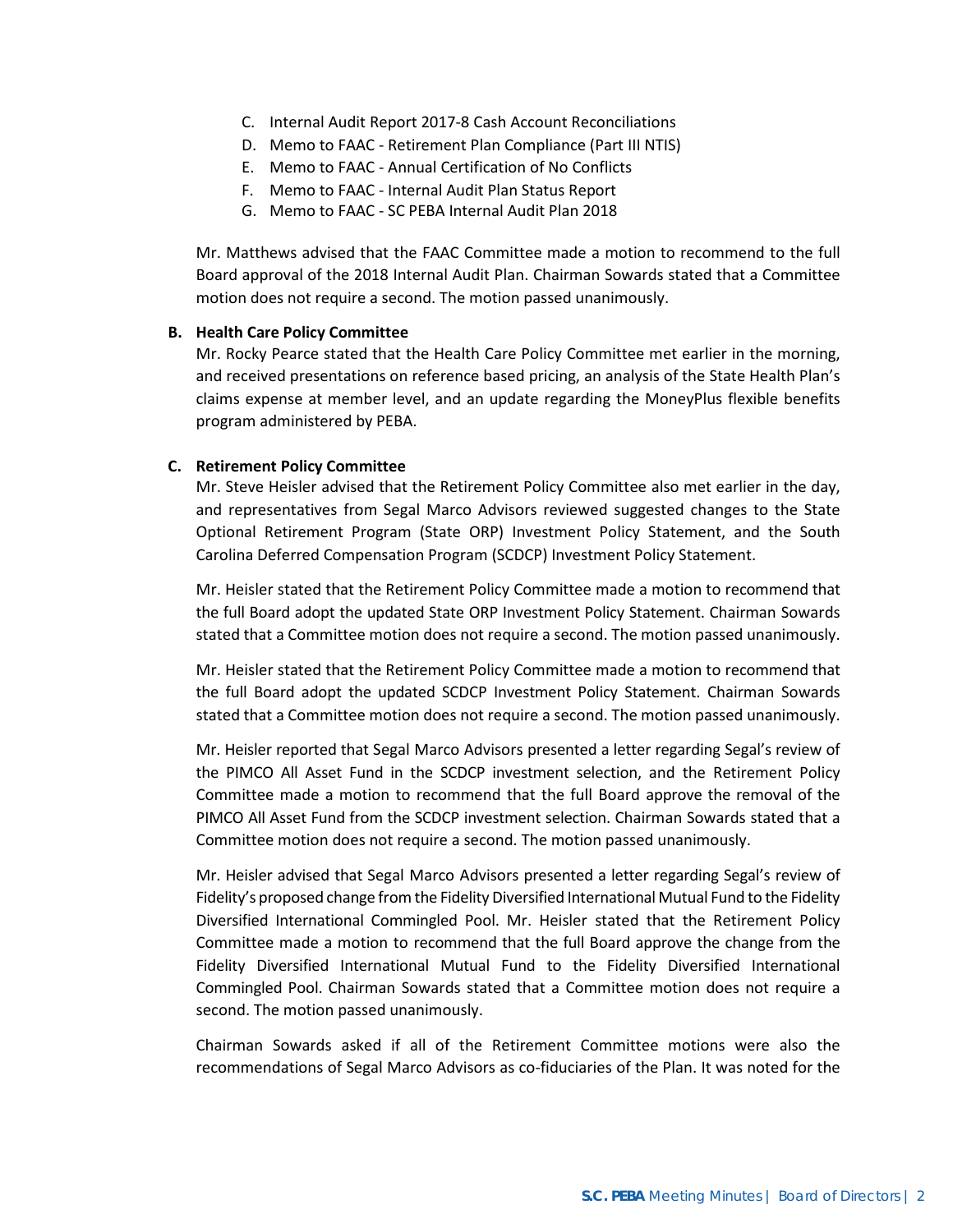C. Internal Audit Report 2017-8 Cash Account Reconciliations
D. Memo to FAAC - Retirement Plan Compliance (Part III NTIS)
E. Memo to FAAC - Annual Certification of No Conflicts
F. Memo to FAAC - Internal Audit Plan Status Report
G. Memo to FAAC - SC PEBA Internal Audit Plan 2018

Mr. Matthews advised that the FAAC Committee made a motion to recommend to the full Board approval of the 2018 Internal Audit Plan. Chairman Sowards stated that a Committee motion does not require a second. The motion passed unanimously.

**B. Health Care Policy Committee**

Mr. Rocky Pearce stated that the Health Care Policy Committee met earlier in the morning, and received presentations on reference based pricing, an analysis of the State Health Plan's claims expense at member level, and an update regarding the MoneyPlus flexible benefits program administered by PEBA.

**C. Retirement Policy Committee**

Mr. Steve Heisler advised that the Retirement Policy Committee also met earlier in the day, and representatives from Segal Marco Advisors reviewed suggested changes to the State Optional Retirement Program (State ORP) Investment Policy Statement, and the South Carolina Deferred Compensation Program (SCDCP) Investment Policy Statement.

Mr. Heisler stated that the Retirement Policy Committee made a motion to recommend that the full Board adopt the updated State ORP Investment Policy Statement. Chairman Sowards stated that a Committee motion does not require a second. The motion passed unanimously.

Mr. Heisler stated that the Retirement Policy Committee made a motion to recommend that the full Board adopt the updated SCDCP Investment Policy Statement. Chairman Sowards stated that a Committee motion does not require a second. The motion passed unanimously.

Mr. Heisler reported that Segal Marco Advisors presented a letter regarding Segal's review of the PIMCO All Asset Fund in the SCDCP investment selection, and the Retirement Policy Committee made a motion to recommend that the full Board approve the removal of the PIMCO All Asset Fund from the SCDCP investment selection. Chairman Sowards stated that a Committee motion does not require a second. The motion passed unanimously.

Mr. Heisler advised that Segal Marco Advisors presented a letter regarding Segal's review of Fidelity's proposed change from the Fidelity Diversified International Mutual Fund to the Fidelity Diversified International Commingled Pool. Mr. Heisler stated that the Retirement Policy Committee made a motion to recommend that the full Board approve the change from the Fidelity Diversified International Mutual Fund to the Fidelity Diversified International Commingled Pool. Chairman Sowards stated that a Committee motion does not require a second. The motion passed unanimously.

Chairman Sowards asked if all of the Retirement Committee motions were also the recommendations of Segal Marco Advisors as co-fiduciaries of the Plan. It was noted for the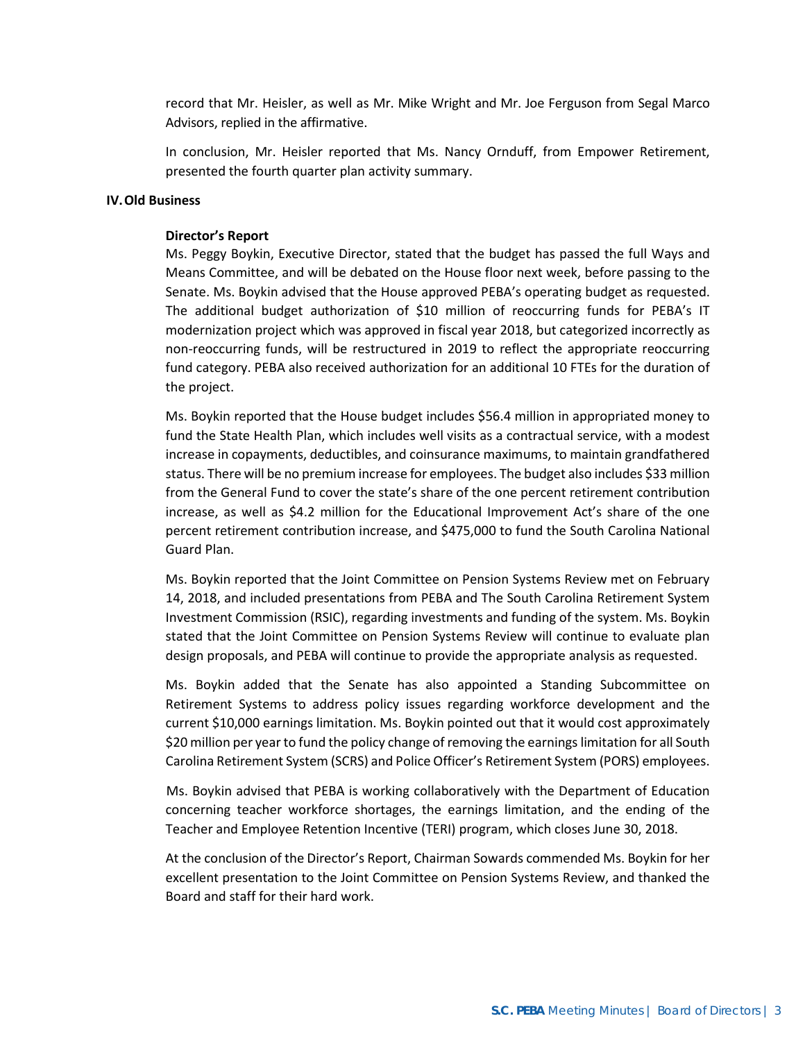record that Mr. Heisler, as well as Mr. Mike Wright and Mr. Joe Ferguson from Segal Marco Advisors, replied in the affirmative.

In conclusion, Mr. Heisler reported that Ms. Nancy Ornduff, from Empower Retirement, presented the fourth quarter plan activity summary.

## IV. Old Business

### Director's Report

Ms. Peggy Boykin, Executive Director, stated that the budget has passed the full Ways and Means Committee, and will be debated on the House floor next week, before passing to the Senate. Ms. Boykin advised that the House approved PEBA's operating budget as requested. The additional budget authorization of $10 million of reoccurring funds for PEBA's IT modernization project which was approved in fiscal year 2018, but categorized incorrectly as non-reoccurring funds, will be restructured in 2019 to reflect the appropriate reoccurring fund category. PEBA also received authorization for an additional 10 FTEs for the duration of the project.

Ms. Boykin reported that the House budget includes $56.4 million in appropriated money to fund the State Health Plan, which includes well visits as a contractual service, with a modest increase in copayments, deductibles, and coinsurance maximums, to maintain grandfathered status. There will be no premium increase for employees. The budget also includes $33 million from the General Fund to cover the state's share of the one percent retirement contribution increase, as well as $4.2 million for the Educational Improvement Act's share of the one percent retirement contribution increase, and $475,000 to fund the South Carolina National Guard Plan.

Ms. Boykin reported that the Joint Committee on Pension Systems Review met on February 14, 2018, and included presentations from PEBA and The South Carolina Retirement System Investment Commission (RSIC), regarding investments and funding of the system. Ms. Boykin stated that the Joint Committee on Pension Systems Review will continue to evaluate plan design proposals, and PEBA will continue to provide the appropriate analysis as requested.

Ms. Boykin added that the Senate has also appointed a Standing Subcommittee on Retirement Systems to address policy issues regarding workforce development and the current $10,000 earnings limitation. Ms. Boykin pointed out that it would cost approximately $20 million per year to fund the policy change of removing the earnings limitation for all South Carolina Retirement System (SCRS) and Police Officer's Retirement System (PORS) employees.

Ms. Boykin advised that PEBA is working collaboratively with the Department of Education concerning teacher workforce shortages, the earnings limitation, and the ending of the Teacher and Employee Retention Incentive (TERI) program, which closes June 30, 2018.

At the conclusion of the Director's Report, Chairman Sowards commended Ms. Boykin for her excellent presentation to the Joint Committee on Pension Systems Review, and thanked the Board and staff for their hard work.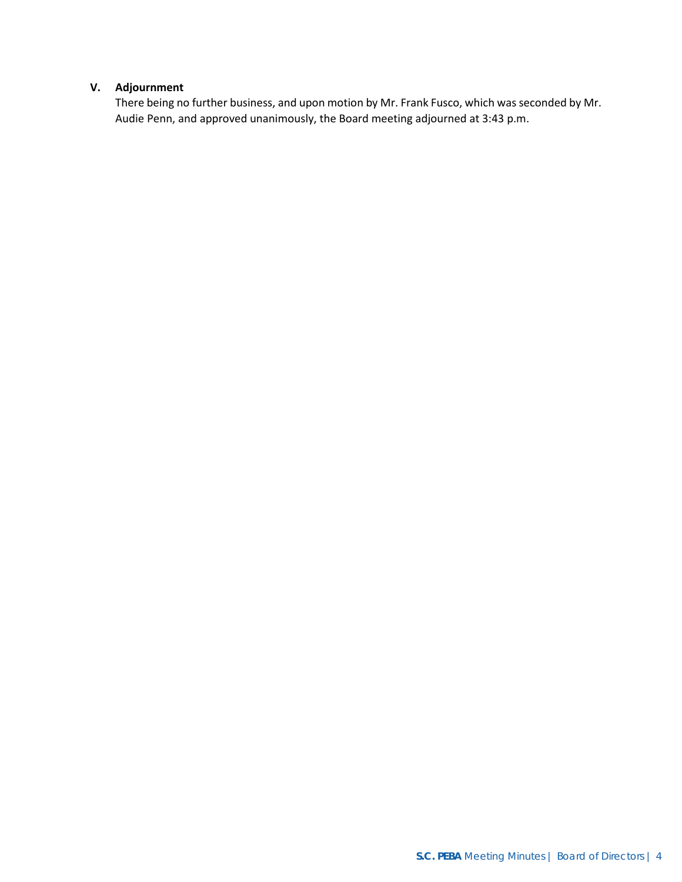### V. Adjournment

There being no further business, and upon motion by Mr. Frank Fusco, which was seconded by Mr. Audie Penn, and approved unanimously, the Board meeting adjourned at 3:43 p.m.